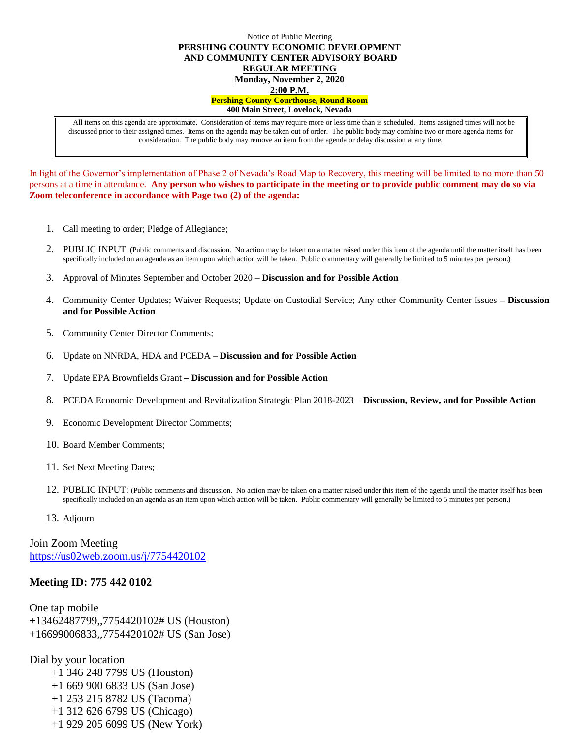Notice of Public Meeting

**PERSHING COUNTY ECONOMIC DEVELOPMENT AND COMMUNITY CENTER ADVISORY BOARD**

**REGULAR MEETING**

**Monday, November 2, 2020**

**2:00 P.M.**

**Pershing County Courthouse, Round Room**

**400 Main Street, Lovelock, Nevada**

> All items on this agenda are approximate. Consideration of items may require more or less time than is scheduled. Items assigned times will not be discussed prior to their assigned times. Items on the agenda may be taken out of order. The public body may combine two or more agenda items for consideration. The public body may remove an item from the agenda or delay discussion at any time.

In light of the Governor's implementation of Phase 2 of Nevada's Road Map to Recovery, this meeting will be limited to no more than 50 persons at a time in attendance. **Any person who wishes to participate in the meeting or to provide public comment may do so via Zoom teleconference in accordance with Page two (2) of the agenda:**

1. Call meeting to order; Pledge of Allegiance;
2. PUBLIC INPUT: (Public comments and discussion. No action may be taken on a matter raised under this item of the agenda until the matter itself has been specifically included on an agenda as an item upon which action will be taken. Public commentary will generally be limited to 5 minutes per person.)
3. Approval of Minutes September and October 2020 – **Discussion and for Possible Action**
4. Community Center Updates; Waiver Requests; Update on Custodial Service; Any other Community Center Issues **– Discussion and for Possible Action**
5. Community Center Director Comments;
6. Update on NNRDA, HDA and PCEDA – **Discussion and for Possible Action**
7. Update EPA Brownfields Grant **– Discussion and for Possible Action**
8. PCEDA Economic Development and Revitalization Strategic Plan 2018-2023 – **Discussion, Review, and for Possible Action**
9. Economic Development Director Comments;
10. Board Member Comments;
11. Set Next Meeting Dates;
12. PUBLIC INPUT: (Public comments and discussion. No action may be taken on a matter raised under this item of the agenda until the matter itself has been specifically included on an agenda as an item upon which action will be taken. Public commentary will generally be limited to 5 minutes per person.)
13. Adjourn

Join Zoom Meeting
https://us02web.zoom.us/j/7754420102

**Meeting ID: 775 442 0102**

One tap mobile
+13462487799,,7754420102# US (Houston)
+16699006833,,7754420102# US (San Jose)

Dial by your location
+1 346 248 7799 US (Houston)
+1 669 900 6833 US (San Jose)
+1 253 215 8782 US (Tacoma)
+1 312 626 6799 US (Chicago)
+1 929 205 6099 US (New York)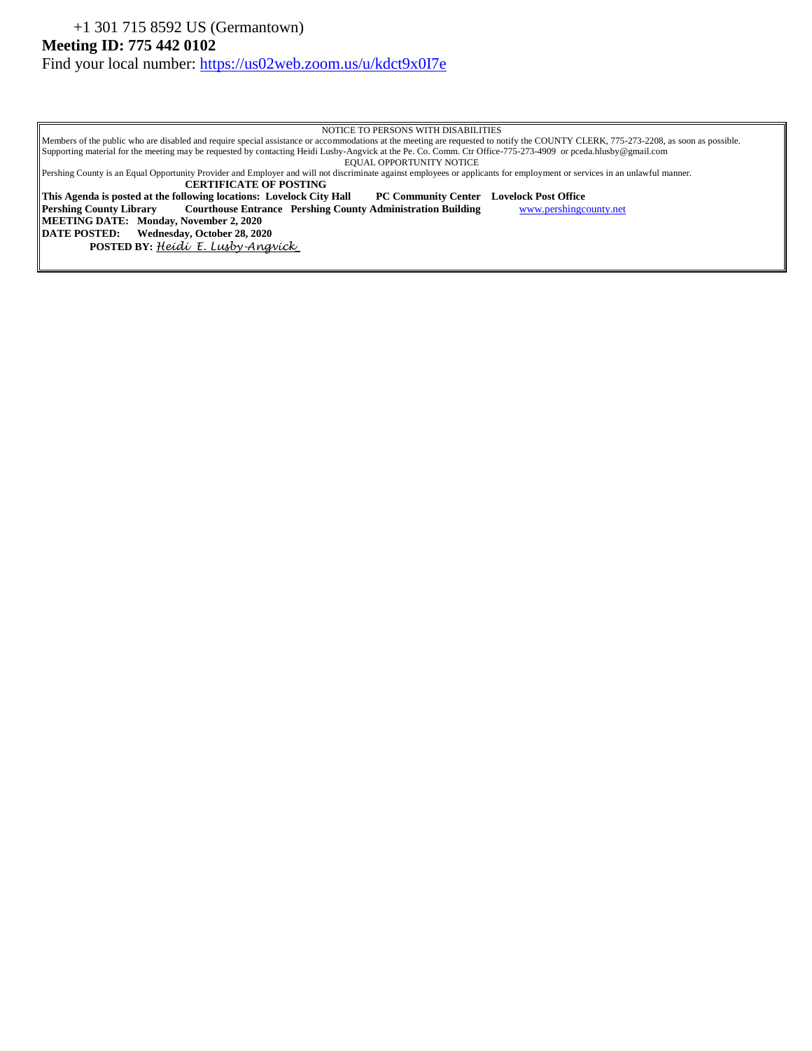+1 301 715 8592 US (Germantown)

**Meeting ID: 775 442 0102**

Find your local number: https://us02web.zoom.us/u/kdct9x0I7e

NOTICE TO PERSONS WITH DISABILITIES

Members of the public who are disabled and require special assistance or accommodations at the meeting are requested to notify the COUNTY CLERK, 775-273-2208, as soon as possible.
Supporting material for the meeting may be requested by contacting Heidi Lusby-Angvick at the Pe. Co. Comm. Ctr Office-775-273-4909 or pceda.hlusby@gmail.com

EQUAL OPPORTUNITY NOTICE

Pershing County is an Equal Opportunity Provider and Employer and will not discriminate against employees or applicants for employment or services in an unlawful manner.

**CERTIFICATE OF POSTING**

**This Agenda is posted at the following locations: Lovelock City Hall PC Community Center Lovelock Post Office Pershing County Library Courthouse Entrance Pershing County Administration Building** www.pershingcounty.net

**MEETING DATE: Monday, November 2, 2020**

**DATE POSTED: Wednesday, October 28, 2020**

**POSTED BY:** *Heidi E. Lusby-Angvick*